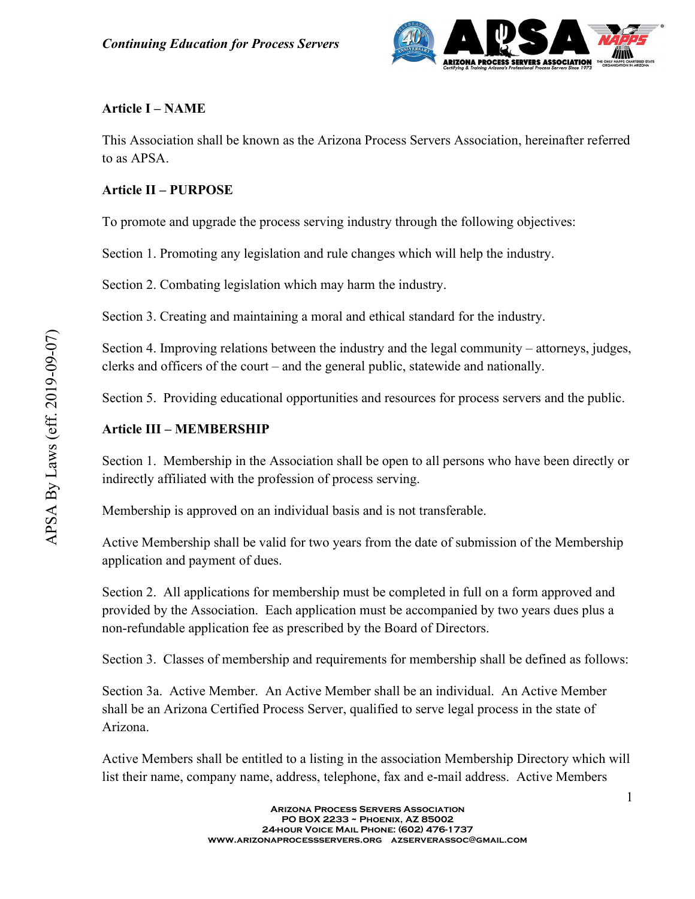## Article I – NAME

This Association shall be known as the Arizona Process Servers Association, hereinafter referred to as APSA.

## Article II – PURPOSE

To promote and upgrade the process serving industry through the following objectives:

Section 1. Promoting any legislation and rule changes which will help the industry.

Section 2. Combating legislation which may harm the industry.

Section 3. Creating and maintaining a moral and ethical standard for the industry.

Section 4. Improving relations between the industry and the legal community – attorneys, judges, clerks and officers of the court – and the general public, statewide and nationally.

Section 5. Providing educational opportunities and resources for process servers and the public.

## Article III – MEMBERSHIP

Section 1. Membership in the Association shall be open to all persons who have been directly or indirectly affiliated with the profession of process serving.

Membership is approved on an individual basis and is not transferable.

Active Membership shall be valid for two years from the date of submission of the Membership application and payment of dues.

Section 2. All applications for membership must be completed in full on a form approved and provided by the Association. Each application must be accompanied by two years dues plus a non-refundable application fee as prescribed by the Board of Directors.

Section 3. Classes of membership and requirements for membership shall be defined as follows:

Section 3a. Active Member. An Active Member shall be an individual. An Active Member shall be an Arizona Certified Process Server, qualified to serve legal process in the state of Arizona.

Active Members shall be entitled to a listing in the association Membership Directory which will list their name, company name, address, telephone, fax and e-mail address. Active Members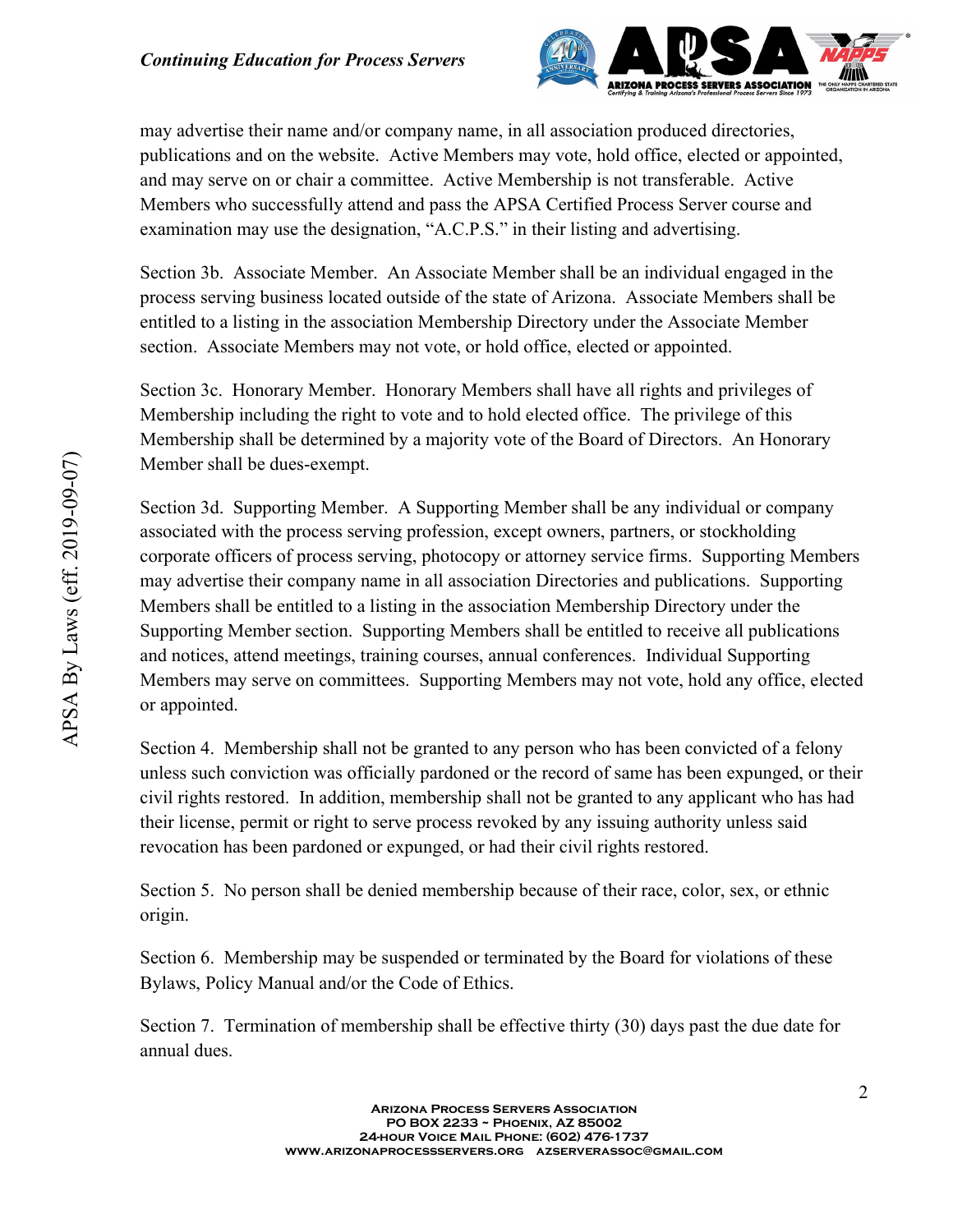may advertise their name and/or company name, in all association produced directories, publications and on the website. Active Members may vote, hold office, elected or appointed, and may serve on or chair a committee. Active Membership is not transferable. Active Members who successfully attend and pass the APSA Certified Process Server course and examination may use the designation, "A.C.P.S." in their listing and advertising.

Section 3b. Associate Member. An Associate Member shall be an individual engaged in the process serving business located outside of the state of Arizona. Associate Members shall be entitled to a listing in the association Membership Directory under the Associate Member section. Associate Members may not vote, or hold office, elected or appointed.

Section 3c. Honorary Member. Honorary Members shall have all rights and privileges of Membership including the right to vote and to hold elected office. The privilege of this Membership shall be determined by a majority vote of the Board of Directors. An Honorary Member shall be dues-exempt.

Section 3d. Supporting Member. A Supporting Member shall be any individual or company associated with the process serving profession, except owners, partners, or stockholding corporate officers of process serving, photocopy or attorney service firms. Supporting Members may advertise their company name in all association Directories and publications. Supporting Members shall be entitled to a listing in the association Membership Directory under the Supporting Member section. Supporting Members shall be entitled to receive all publications and notices, attend meetings, training courses, annual conferences. Individual Supporting Members may serve on committees. Supporting Members may not vote, hold any office, elected or appointed.

Section 4. Membership shall not be granted to any person who has been convicted of a felony unless such conviction was officially pardoned or the record of same has been expunged, or their civil rights restored. In addition, membership shall not be granted to any applicant who has had their license, permit or right to serve process revoked by any issuing authority unless said revocation has been pardoned or expunged, or had their civil rights restored.

Section 5. No person shall be denied membership because of their race, color, sex, or ethnic origin.

Section 6. Membership may be suspended or terminated by the Board for violations of these Bylaws, Policy Manual and/or the Code of Ethics.

Section 7. Termination of membership shall be effective thirty (30) days past the due date for annual dues.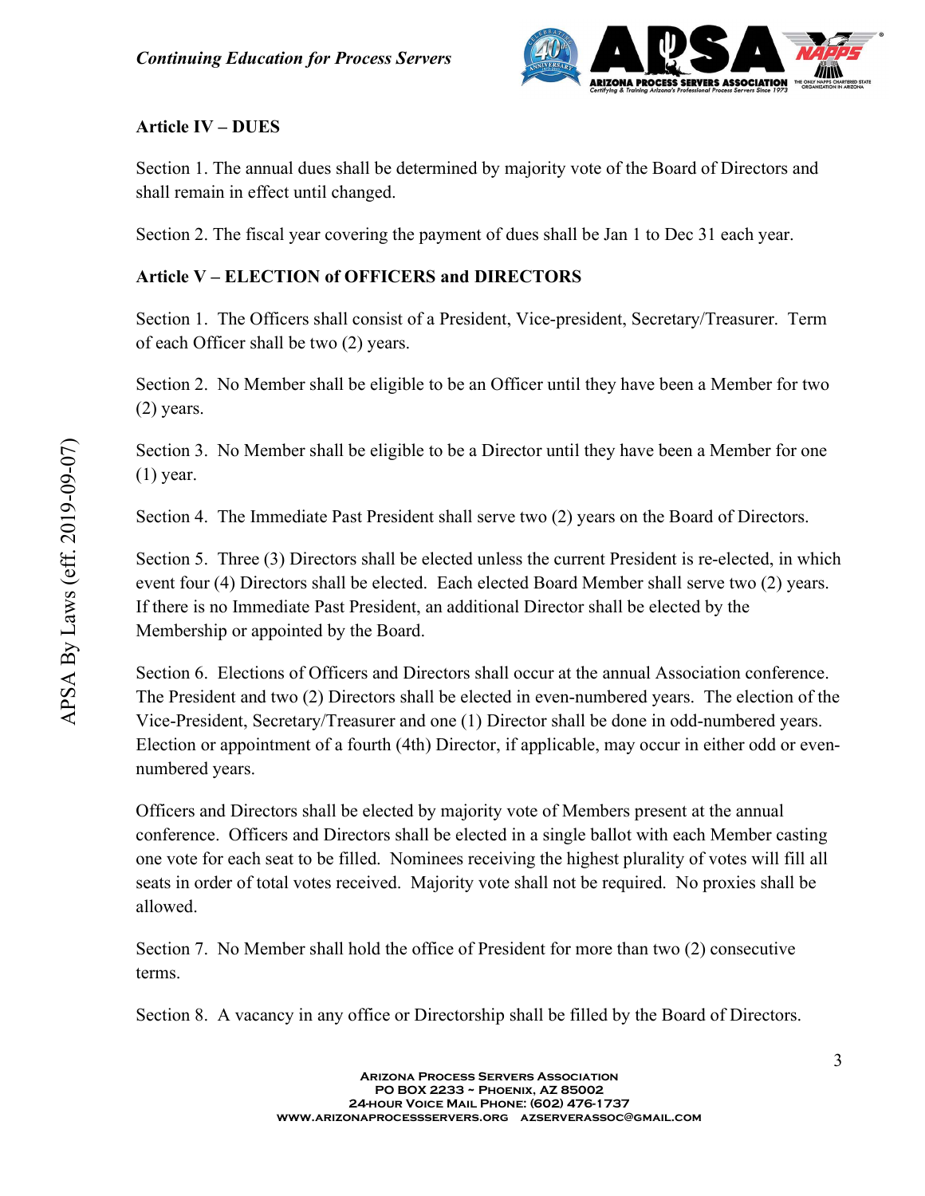## Article IV – DUES

Section 1. The annual dues shall be determined by majority vote of the Board of Directors and shall remain in effect until changed.

Section 2. The fiscal year covering the payment of dues shall be Jan 1 to Dec 31 each year.

## Article V – ELECTION of OFFICERS and DIRECTORS

Section 1. The Officers shall consist of a President, Vice-president, Secretary/Treasurer. Term of each Officer shall be two (2) years.

Section 2. No Member shall be eligible to be an Officer until they have been a Member for two (2) years.

Section 3. No Member shall be eligible to be a Director until they have been a Member for one (1) year.

Section 4. The Immediate Past President shall serve two (2) years on the Board of Directors.

Section 5. Three (3) Directors shall be elected unless the current President is re-elected, in which event four (4) Directors shall be elected. Each elected Board Member shall serve two (2) years. If there is no Immediate Past President, an additional Director shall be elected by the Membership or appointed by the Board.

Section 6. Elections of Officers and Directors shall occur at the annual Association conference. The President and two (2) Directors shall be elected in even-numbered years. The election of the Vice-President, Secretary/Treasurer and one (1) Director shall be done in odd-numbered years. Election or appointment of a fourth (4th) Director, if applicable, may occur in either odd or even-numbered years.

Officers and Directors shall be elected by majority vote of Members present at the annual conference. Officers and Directors shall be elected in a single ballot with each Member casting one vote for each seat to be filled. Nominees receiving the highest plurality of votes will fill all seats in order of total votes received. Majority vote shall not be required. No proxies shall be allowed.

Section 7. No Member shall hold the office of President for more than two (2) consecutive terms.

Section 8. A vacancy in any office or Directorship shall be filled by the Board of Directors.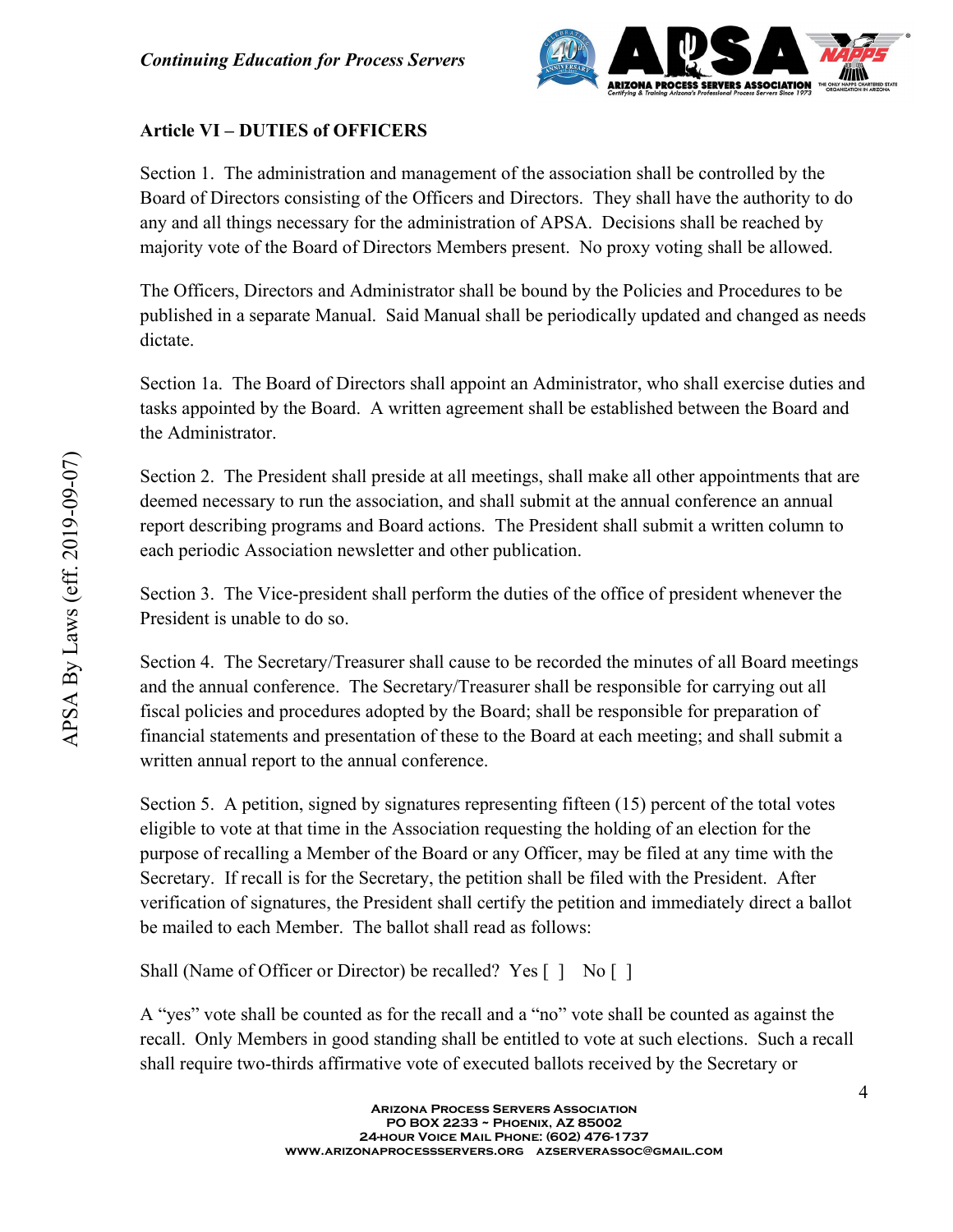## Article VI – DUTIES of OFFICERS

Section 1. The administration and management of the association shall be controlled by the Board of Directors consisting of the Officers and Directors. They shall have the authority to do any and all things necessary for the administration of APSA. Decisions shall be reached by majority vote of the Board of Directors Members present. No proxy voting shall be allowed.

The Officers, Directors and Administrator shall be bound by the Policies and Procedures to be published in a separate Manual. Said Manual shall be periodically updated and changed as needs dictate.

Section 1a. The Board of Directors shall appoint an Administrator, who shall exercise duties and tasks appointed by the Board. A written agreement shall be established between the Board and the Administrator.

Section 2. The President shall preside at all meetings, shall make all other appointments that are deemed necessary to run the association, and shall submit at the annual conference an annual report describing programs and Board actions. The President shall submit a written column to each periodic Association newsletter and other publication.

Section 3. The Vice-president shall perform the duties of the office of president whenever the President is unable to do so.

Section 4. The Secretary/Treasurer shall cause to be recorded the minutes of all Board meetings and the annual conference. The Secretary/Treasurer shall be responsible for carrying out all fiscal policies and procedures adopted by the Board; shall be responsible for preparation of financial statements and presentation of these to the Board at each meeting; and shall submit a written annual report to the annual conference.

Section 5. A petition, signed by signatures representing fifteen (15) percent of the total votes eligible to vote at that time in the Association requesting the holding of an election for the purpose of recalling a Member of the Board or any Officer, may be filed at any time with the Secretary. If recall is for the Secretary, the petition shall be filed with the President. After verification of signatures, the President shall certify the petition and immediately direct a ballot be mailed to each Member. The ballot shall read as follows:

Shall (Name of Officer or Director) be recalled? Yes [ ] No [ ]

A "yes" vote shall be counted as for the recall and a "no" vote shall be counted as against the recall. Only Members in good standing shall be entitled to vote at such elections. Such a recall shall require two-thirds affirmative vote of executed ballots received by the Secretary or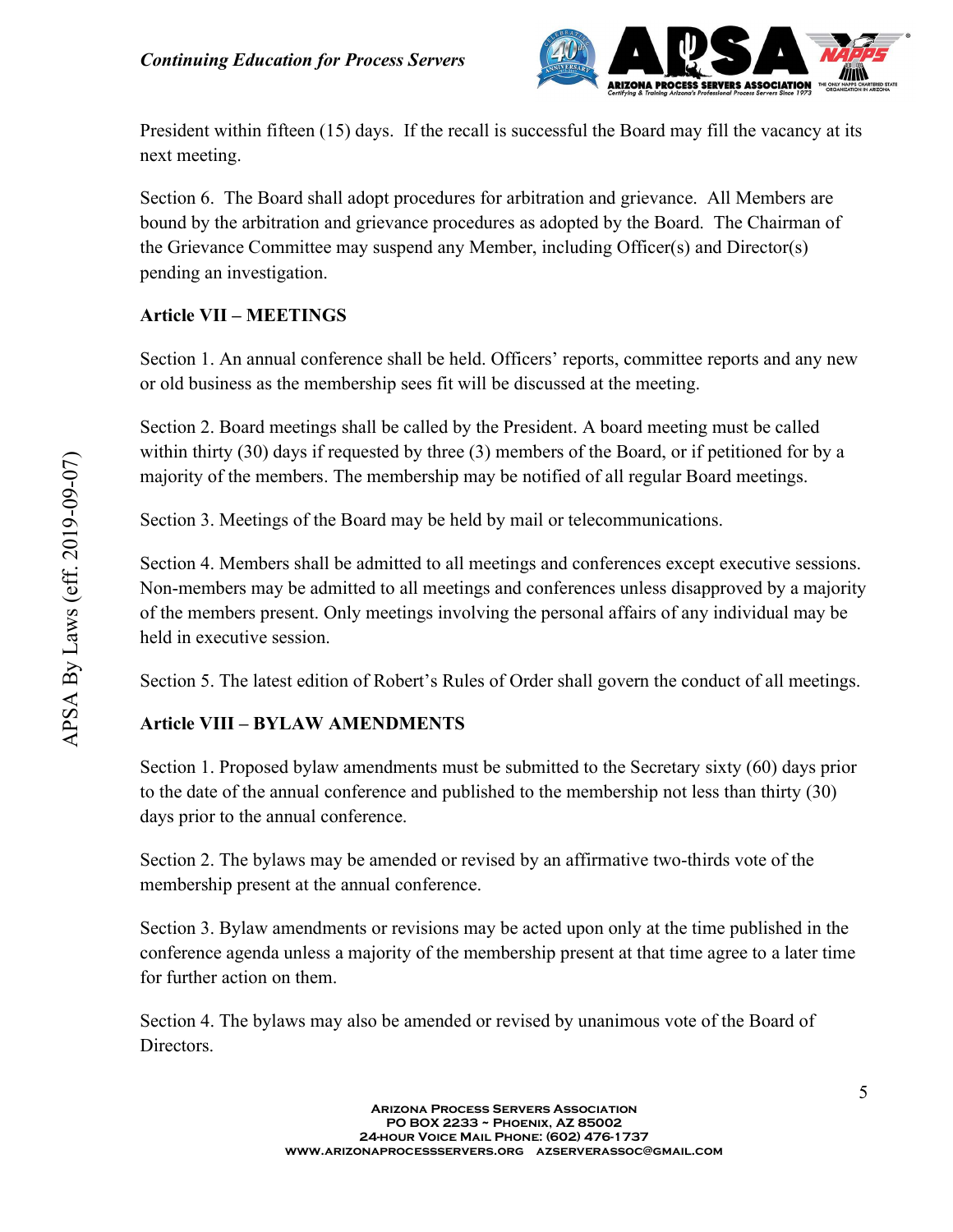President within fifteen (15) days. If the recall is successful the Board may fill the vacancy at its next meeting.

Section 6. The Board shall adopt procedures for arbitration and grievance. All Members are bound by the arbitration and grievance procedures as adopted by the Board. The Chairman of the Grievance Committee may suspend any Member, including Officer(s) and Director(s) pending an investigation.

**Article VII – MEETINGS**

Section 1. An annual conference shall be held. Officers' reports, committee reports and any new or old business as the membership sees fit will be discussed at the meeting.

Section 2. Board meetings shall be called by the President. A board meeting must be called within thirty (30) days if requested by three (3) members of the Board, or if petitioned for by a majority of the members. The membership may be notified of all regular Board meetings.

Section 3. Meetings of the Board may be held by mail or telecommunications.

Section 4. Members shall be admitted to all meetings and conferences except executive sessions. Non-members may be admitted to all meetings and conferences unless disapproved by a majority of the members present. Only meetings involving the personal affairs of any individual may be held in executive session.

Section 5. The latest edition of Robert's Rules of Order shall govern the conduct of all meetings.

**Article VIII – BYLAW AMENDMENTS**

Section 1. Proposed bylaw amendments must be submitted to the Secretary sixty (60) days prior to the date of the annual conference and published to the membership not less than thirty (30) days prior to the annual conference.

Section 2. The bylaws may be amended or revised by an affirmative two-thirds vote of the membership present at the annual conference.

Section 3. Bylaw amendments or revisions may be acted upon only at the time published in the conference agenda unless a majority of the membership present at that time agree to a later time for further action on them.

Section 4. The bylaws may also be amended or revised by unanimous vote of the Board of Directors.